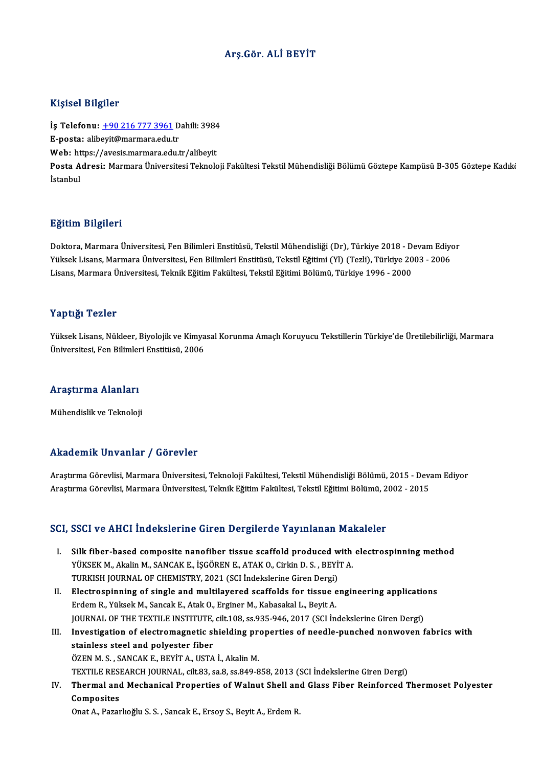# Arş.Gör. ALİ BEYİT

## Kişisel Bilgiler

**İş Telefonu:** +90 216 777 3961 Dahili: 3984
**E-posta:** alibeyit@marmara.edu.tr
**Web:** https://avesis.marmara.edu.tr/alibeyit
**Posta Adresi:** Marmara Üniversitesi Teknoloji Fakültesi Tekstil Mühendisliği Bölümü Göztepe Kampüsü B-305 Göztepe Kadıkö İstanbul

## Eğitim Bilgileri

Doktora, Marmara Üniversitesi, Fen Bilimleri Enstitüsü, Tekstil Mühendisliği (Dr), Türkiye 2018 - Devam Ediyor
Yüksek Lisans, Marmara Üniversitesi, Fen Bilimleri Enstitüsü, Tekstil Eğitimi (Yl) (Tezli), Türkiye 2003 - 2006
Lisans, Marmara Üniversitesi, Teknik Eğitim Fakültesi, Tekstil Eğitimi Bölümü, Türkiye 1996 - 2000

## Yaptığı Tezler

Yüksek Lisans, Nükleer, Biyolojik ve Kimyasal Korunma Amaçlı Koruyucu Tekstillerin Türkiye'de Üretilebilirliği, Marmara Üniversitesi, Fen Bilimleri Enstitüsü, 2006

## Araştırma Alanları

Mühendislik ve Teknoloji

## Akademik Unvanlar / Görevler

Araştırma Görevlisi, Marmara Üniversitesi, Teknoloji Fakültesi, Tekstil Mühendisliği Bölümü, 2015 - Devam Ediyor
Araştırma Görevlisi, Marmara Üniversitesi, Teknik Eğitim Fakültesi, Tekstil Eğitimi Bölümü, 2002 - 2015

## SCI, SSCI ve AHCI İndekslerine Giren Dergilerde Yayınlanan Makaleler

I. **Silk fiber-based composite nanofiber tissue scaffold produced with electrospinning method**
YÜKSEK M., Akalin M., SANCAK E., İŞGÖREN E., ATAK O., Cirkin D. S. , BEYİT A.
TURKISH JOURNAL OF CHEMISTRY, 2021 (SCI İndekslerine Giren Dergi)

II. **Electrospinning of single and multilayered scaffolds for tissue engineering applications**
Erdem R., Yüksek M., Sancak E., Atak O., Erginer M., Kabasakal L., Beyit A.
JOURNAL OF THE TEXTILE INSTITUTE, cilt.108, ss.935-946, 2017 (SCI İndekslerine Giren Dergi)

III. **Investigation of electromagnetic shielding properties of needle-punched nonwoven fabrics with stainless steel and polyester fiber**
ÖZEN M. S. , SANCAK E., BEYİT A., USTA İ., Akalin M.
TEXTILE RESEARCH JOURNAL, cilt.83, sa.8, ss.849-858, 2013 (SCI İndekslerine Giren Dergi)

IV. **Thermal and Mechanical Properties of Walnut Shell and Glass Fiber Reinforced Thermoset Polyester Composites**
Onat A., Pazarlıoğlu S. S. , Sancak E., Ersoy S., Beyit A., Erdem R.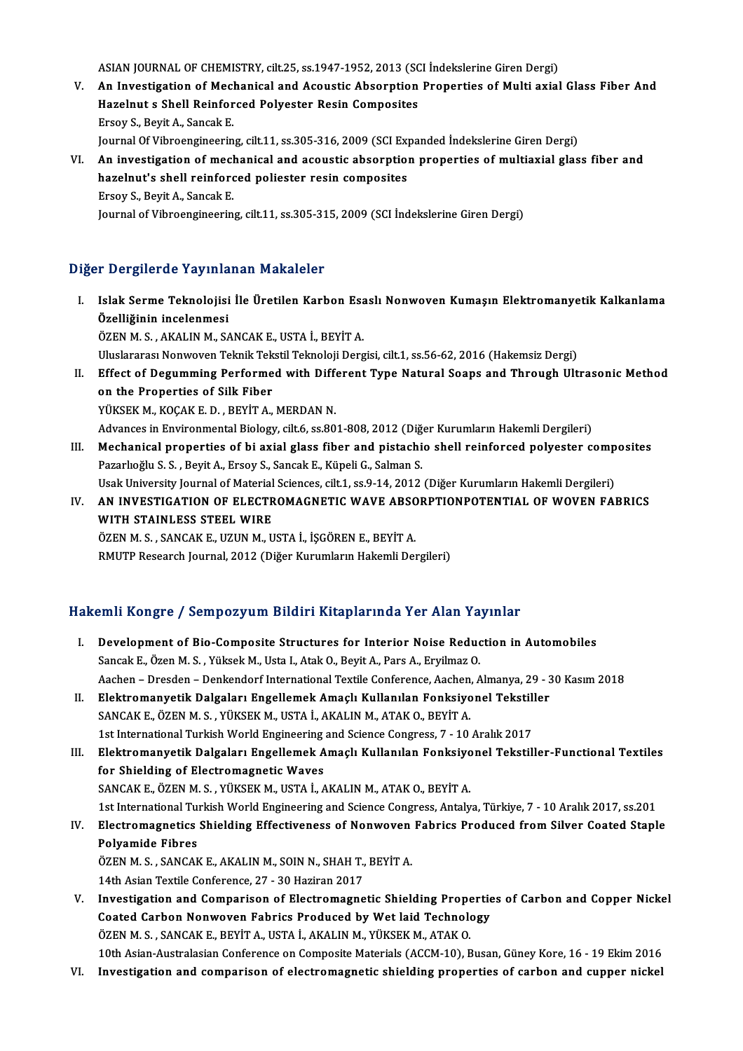ASIAN JOURNAL OF CHEMISTRY, cilt.25, ss.1947-1952, 2013 (SCI İndekslerine Giren Dergi)

V. **An Investigation of Mechanical and Acoustic Absorption Properties of Multi axial Glass Fiber And Hazelnut s Shell Reinforced Polyester Resin Composites**
   Ersoy S., Beyit A., Sancak E.
   Journal Of Vibroengineering, cilt.11, ss.305-316, 2009 (SCI Expanded İndekslerine Giren Dergi)

VI. **An investigation of mechanical and acoustic absorption properties of multiaxial glass fiber and hazelnut's shell reinforced poliester resin composites**
   Ersoy S., Beyit A., Sancak E.
   Journal of Vibroengineering, cilt.11, ss.305-315, 2009 (SCI İndekslerine Giren Dergi)

## Diğer Dergilerde Yayınlanan Makaleler

I. **Islak Serme Teknolojisi İle Üretilen Karbon Esaslı Nonwoven Kumaşın Elektromanyetik Kalkanlama Özelliğinin incelenmesi**
   ÖZEN M. S. , AKALIN M., SANCAK E., USTA İ., BEYİT A.
   Uluslararası Nonwoven Teknik Tekstil Teknoloji Dergisi, cilt.1, ss.56-62, 2016 (Hakemsiz Dergi)

II. **Effect of Degumming Performed with Different Type Natural Soaps and Through Ultrasonic Method on the Properties of Silk Fiber**
   YÜKSEK M., KOÇAK E. D. , BEYİT A., MERDAN N.
   Advances in Environmental Biology, cilt.6, ss.801-808, 2012 (Diğer Kurumların Hakemli Dergileri)

III. **Mechanical properties of bi axial glass fiber and pistachio shell reinforced polyester composites**
   Pazarlıoğlu S. S. , Beyit A., Ersoy S., Sancak E., Küpeli G., Salman S.
   Usak University Journal of Material Sciences, cilt.1, ss.9-14, 2012 (Diğer Kurumların Hakemli Dergileri)

IV. **AN INVESTIGATION OF ELECTROMAGNETIC WAVE ABSORPTIONPOTENTIAL OF WOVEN FABRICS WITH STAINLESS STEEL WIRE**
   ÖZEN M. S. , SANCAK E., UZUN M., USTA İ., İŞGÖREN E., BEYİT A.
   RMUTP Research Journal, 2012 (Diğer Kurumların Hakemli Dergileri)

## Hakemli Kongre / Sempozyum Bildiri Kitaplarında Yer Alan Yayınlar

I. **Development of Bio-Composite Structures for Interior Noise Reduction in Automobiles**
   Sancak E., Özen M. S. , Yüksek M., Usta I., Atak O., Beyit A., Pars A., Eryilmaz O.
   Aachen – Dresden – Denkendorf International Textile Conference, Aachen, Almanya, 29 - 30 Kasım 2018

II. **Elektromanyetik Dalgaları Engellemek Amaçlı Kullanılan Fonksiyonel Tekstiller**
   SANCAK E., ÖZEN M. S. , YÜKSEK M., USTA İ., AKALIN M., ATAK O., BEYİT A.
   1st International Turkish World Engineering and Science Congress, 7 - 10 Aralık 2017

III. **Elektromanyetik Dalgaları Engellemek Amaçlı Kullanılan Fonksiyonel Tekstiller-Functional Textiles for Shielding of Electromagnetic Waves**
   SANCAK E., ÖZEN M. S. , YÜKSEK M., USTA İ., AKALIN M., ATAK O., BEYİT A.
   1st International Turkish World Engineering and Science Congress, Antalya, Türkiye, 7 - 10 Aralık 2017, ss.201

IV. **Electromagnetics Shielding Effectiveness of Nonwoven Fabrics Produced from Silver Coated Staple Polyamide Fibres**
   ÖZEN M. S. , SANCAK E., AKALIN M., SOIN N., SHAH T., BEYİT A.
   14th Asian Textile Conference, 27 - 30 Haziran 2017

V. **Investigation and Comparison of Electromagnetic Shielding Properties of Carbon and Copper Nickel Coated Carbon Nonwoven Fabrics Produced by Wet laid Technology**
   ÖZEN M. S. , SANCAK E., BEYİT A., USTA İ., AKALIN M., YÜKSEK M., ATAK O.
   10th Asian-Australasian Conference on Composite Materials (ACCM-10), Busan, Güney Kore, 16 - 19 Ekim 2016

VI. **Investigation and comparison of electromagnetic shielding properties of carbon and cupper nickel**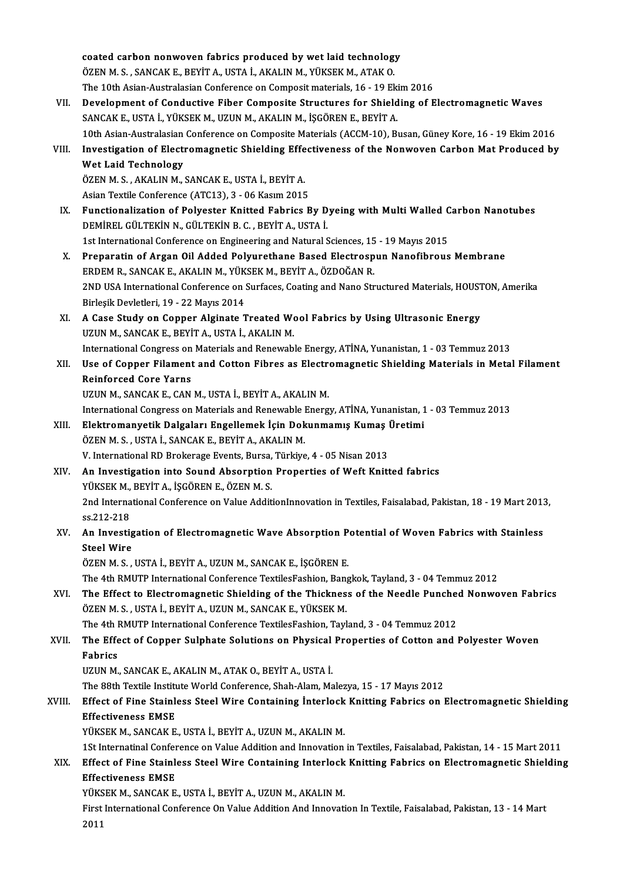coated carbon nonwoven fabrics produced by wet laid technology
ÖZEN M. S. , SANCAK E., BEYİT A., USTA İ., AKALIN M., YÜKSEK M., ATAK O.
The 10th Asian-Australasian Conference on Composit materials, 16 - 19 Ekim 2016

VII. **Development of Conductive Fiber Composite Structures for Shielding of Electromagnetic Waves**
SANCAK E., USTA İ., YÜKSEK M., UZUN M., AKALIN M., İŞGÖREN E., BEYİT A.
10th Asian-Australasian Conference on Composite Materials (ACCM-10), Busan, Güney Kore, 16 - 19 Ekim 2016

VIII. **Investigation of Electromagnetic Shielding Effectiveness of the Nonwoven Carbon Mat Produced by Wet Laid Technology**
ÖZEN M. S. , AKALIN M., SANCAK E., USTA İ., BEYİT A.
Asian Textile Conference (ATC13), 3 - 06 Kasım 2015

IX. **Functionalization of Polyester Knitted Fabrics By Dyeing with Multi Walled Carbon Nanotubes**
DEMİREL GÜLTEKİN N., GÜLTEKİN B. C. , BEYİT A., USTA İ.
1st International Conference on Engineering and Natural Sciences, 15 - 19 Mayıs 2015

X. **Preparatin of Argan Oil Added Polyurethane Based Electrospun Nanofibrous Membrane**
ERDEM R., SANCAK E., AKALIN M., YÜKSEK M., BEYİT A., ÖZDOĞAN R.
2ND USA International Conference on Surfaces, Coating and Nano Structured Materials, HOUSTON, Amerika Birleşik Devletleri, 19 - 22 Mayıs 2014

XI. **A Case Study on Copper Alginate Treated Wool Fabrics by Using Ultrasonic Energy**
UZUN M., SANCAK E., BEYİT A., USTA İ., AKALIN M.
International Congress on Materials and Renewable Energy, ATİNA, Yunanistan, 1 - 03 Temmuz 2013

XII. **Use of Copper Filament and Cotton Fibres as Electromagnetic Shielding Materials in Metal Filament Reinforced Core Yarns**
UZUN M., SANCAK E., CAN M., USTA İ., BEYİT A., AKALIN M.
International Congress on Materials and Renewable Energy, ATİNA, Yunanistan, 1 - 03 Temmuz 2013

XIII. **Elektromanyetik Dalgaları Engellemek İçin Dokunmamış Kumaş Üretimi**
ÖZEN M. S. , USTA İ., SANCAK E., BEYİT A., AKALIN M.
V. International RD Brokerage Events, Bursa, Türkiye, 4 - 05 Nisan 2013

XIV. **An Investigation into Sound Absorption Properties of Weft Knitted fabrics**
YÜKSEK M., BEYİT A., İŞGÖREN E., ÖZEN M. S.
2nd International Conference on Value AdditionInnovation in Textiles, Faisalabad, Pakistan, 18 - 19 Mart 2013, ss.212-218

XV. **An Investigation of Electromagnetic Wave Absorption Potential of Woven Fabrics with Stainless Steel Wire**
ÖZEN M. S. , USTA İ., BEYİT A., UZUN M., SANCAK E., İŞGÖREN E.
The 4th RMUTP International Conference TextilesFashion, Bangkok, Tayland, 3 - 04 Temmuz 2012

XVI. **The Effect to Electromagnetic Shielding of the Thickness of the Needle Punched Nonwoven Fabrics**
ÖZEN M. S. , USTA İ., BEYİT A., UZUN M., SANCAK E., YÜKSEK M.
The 4th RMUTP International Conference TextilesFashion, Tayland, 3 - 04 Temmuz 2012

XVII. **The Effect of Copper Sulphate Solutions on Physical Properties of Cotton and Polyester Woven Fabrics**
UZUN M., SANCAK E., AKALIN M., ATAK O., BEYİT A., USTA İ.
The 88th Textile Institute World Conference, Shah-Alam, Malezya, 15 - 17 Mayıs 2012

XVIII. **Effect of Fine Stainless Steel Wire Containing İnterlock Knitting Fabrics on Electromagnetic Shielding Effectiveness EMSE**
YÜKSEK M., SANCAK E., USTA İ., BEYİT A., UZUN M., AKALIN M.
1St Internatinal Conference on Value Addition and Innovation in Textiles, Faisalabad, Pakistan, 14 - 15 Mart 2011

XIX. **Effect of Fine Stainless Steel Wire Containing Interlock Knitting Fabrics on Electromagnetic Shielding Effectiveness EMSE**
YÜKSEK M., SANCAK E., USTA İ., BEYİT A., UZUN M., AKALIN M.
First International Conference On Value Addition And Innovation In Textile, Faisalabad, Pakistan, 13 - 14 Mart 2011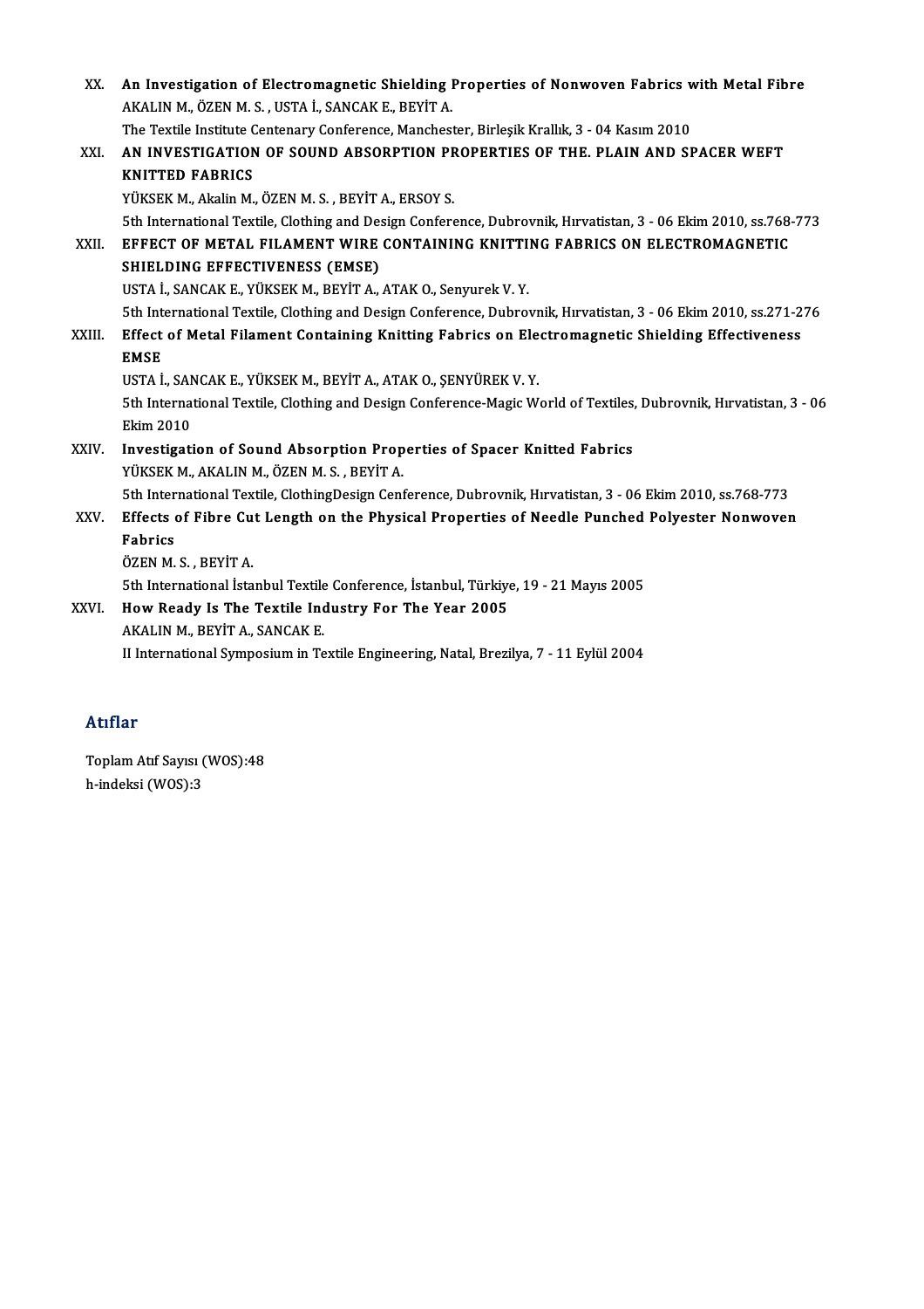XX. **An Investigation of Electromagnetic Shielding Properties of Nonwoven Fabrics with Metal Fibre**
AKALIN M., ÖZEN M. S. , USTA İ., SANCAK E., BEYİT A.
The Textile Institute Centenary Conference, Manchester, Birleşik Krallık, 3 - 04 Kasım 2010

XXI. **AN INVESTIGATION OF SOUND ABSORPTION PROPERTIES OF THE. PLAIN AND SPACER WEFT KNITTED FABRICS**
YÜKSEK M., Akalin M., ÖZEN M. S. , BEYİT A., ERSOY S.
5th International Textile, Clothing and Design Conference, Dubrovnik, Hırvatistan, 3 - 06 Ekim 2010, ss.768-773

XXII. **EFFECT OF METAL FILAMENT WIRE CONTAINING KNITTING FABRICS ON ELECTROMAGNETIC SHIELDING EFFECTIVENESS (EMSE)**
USTA İ., SANCAK E., YÜKSEK M., BEYİT A., ATAK O., Senyurek V. Y.
5th International Textile, Clothing and Design Conference, Dubrovnik, Hırvatistan, 3 - 06 Ekim 2010, ss.271-276

XXIII. **Effect of Metal Filament Containing Knitting Fabrics on Electromagnetic Shielding Effectiveness EMSE**
USTA İ., SANCAK E., YÜKSEK M., BEYİT A., ATAK O., ŞENYÜREK V. Y.
5th International Textile, Clothing and Design Conference-Magic World of Textiles, Dubrovnik, Hırvatistan, 3 - 06 Ekim 2010

XXIV. **Investigation of Sound Absorption Properties of Spacer Knitted Fabrics**
YÜKSEK M., AKALIN M., ÖZEN M. S. , BEYİT A.
5th International Textile, ClothingDesign Cenference, Dubrovnik, Hırvatistan, 3 - 06 Ekim 2010, ss.768-773

XXV. **Effects of Fibre Cut Length on the Physical Properties of Needle Punched Polyester Nonwoven Fabrics**
ÖZEN M. S. , BEYİT A.
5th International İstanbul Textile Conference, İstanbul, Türkiye, 19 - 21 Mayıs 2005

XXVI. **How Ready Is The Textile Industry For The Year 2005**
AKALIN M., BEYİT A., SANCAK E.
II International Symposium in Textile Engineering, Natal, Brezilya, 7 - 11 Eylül 2004

## Atıflar

Toplam Atıf Sayısı (WOS):48
h-indeksi (WOS):3